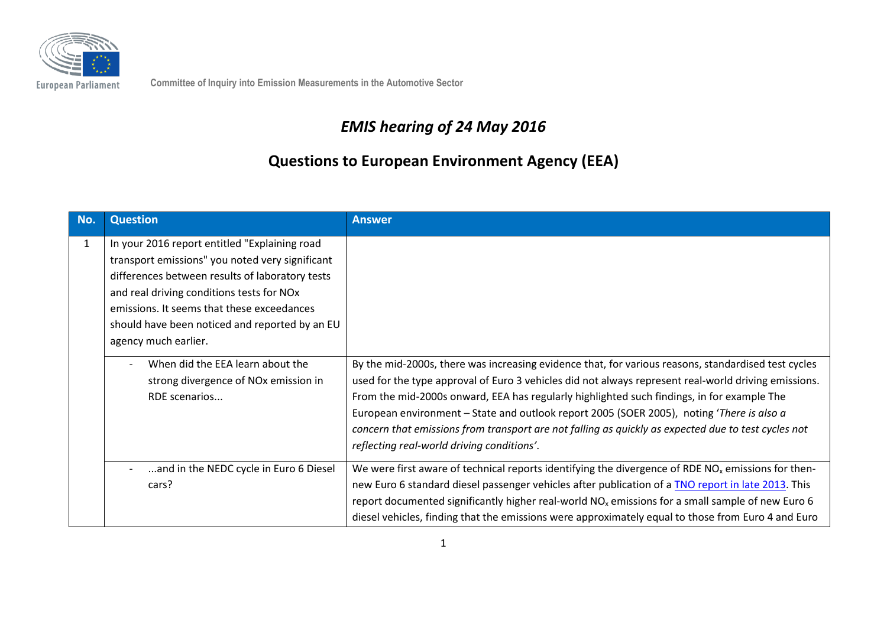Committee of Inquiry into Emission Measurements in the Automotive Sector

# *EMIS hearing of 24 May 2016*

## Questions to European Environment Agency (EEA)

| No. | Question | Answer |
|---|---|---|
| 1 | In your 2016 report entitled "Explaining road transport emissions" you noted very significant differences between results of laboratory tests and real driving conditions tests for NOx emissions. It seems that these exceedances should have been noticed and reported by an EU agency much earlier. | |
| | - When did the EEA learn about the strong divergence of NOx emission in RDE scenarios... | By the mid-2000s, there was increasing evidence that, for various reasons, standardised test cycles used for the type approval of Euro 3 vehicles did not always represent real-world driving emissions. From the mid-2000s onward, EEA has regularly highlighted such findings, in for example The European environment – State and outlook report 2005 (SOER 2005), noting '*There is also a concern that emissions from transport are not falling as quickly as expected due to test cycles not reflecting real-world driving conditions'*. |
| | - ...and in the NEDC cycle in Euro 6 Diesel cars? | We were first aware of technical reports identifying the divergence of RDE $NO_x$ emissions for then-new Euro 6 standard diesel passenger vehicles after publication of a [TNO report in late 2013](). This report documented significantly higher real-world $NO_x$ emissions for a small sample of new Euro 6 diesel vehicles, finding that the emissions were approximately equal to those from Euro 4 and Euro |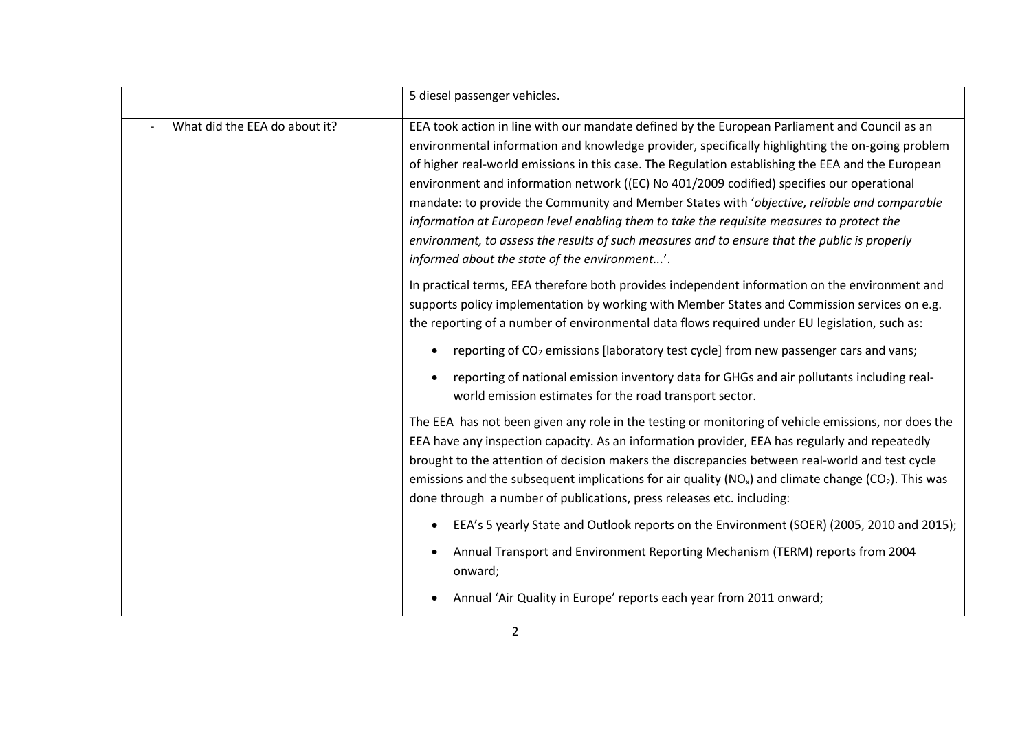| | | |
|---|---|---|
| | | 5 diesel passenger vehicles. |
| | - What did the EEA do about it? | EEA took action in line with our mandate defined by the European Parliament and Council as an environmental information and knowledge provider, specifically highlighting the on-going problem of higher real-world emissions in this case. The Regulation establishing the EEA and the European environment and information network ((EC) No 401/2009 codified) specifies our operational mandate: to provide the Community and Member States with '*objective, reliable and comparable information at European level enabling them to take the requisite measures to protect the environment, to assess the results of such measures and to ensure that the public is properly informed about the state of the environment...*'.<br><br>In practical terms, EEA therefore both provides independent information on the environment and supports policy implementation by working with Member States and Commission services on e.g. the reporting of a number of environmental data flows required under EU legislation, such as:<br><br>• reporting of $CO_2$ emissions [laboratory test cycle] from new passenger cars and vans;<br>• reporting of national emission inventory data for GHGs and air pollutants including real-world emission estimates for the road transport sector.<br><br>The EEA has not been given any role in the testing or monitoring of vehicle emissions, nor does the EEA have any inspection capacity. As an information provider, EEA has regularly and repeatedly brought to the attention of decision makers the discrepancies between real-world and test cycle emissions and the subsequent implications for air quality ($NO_x$) and climate change ($CO_2$). This was done through a number of publications, press releases etc. including:<br><br>• EEA's 5 yearly State and Outlook reports on the Environment (SOER) (2005, 2010 and 2015);<br>• Annual Transport and Environment Reporting Mechanism (TERM) reports from 2004 onward;<br>• Annual 'Air Quality in Europe' reports each year from 2011 onward; |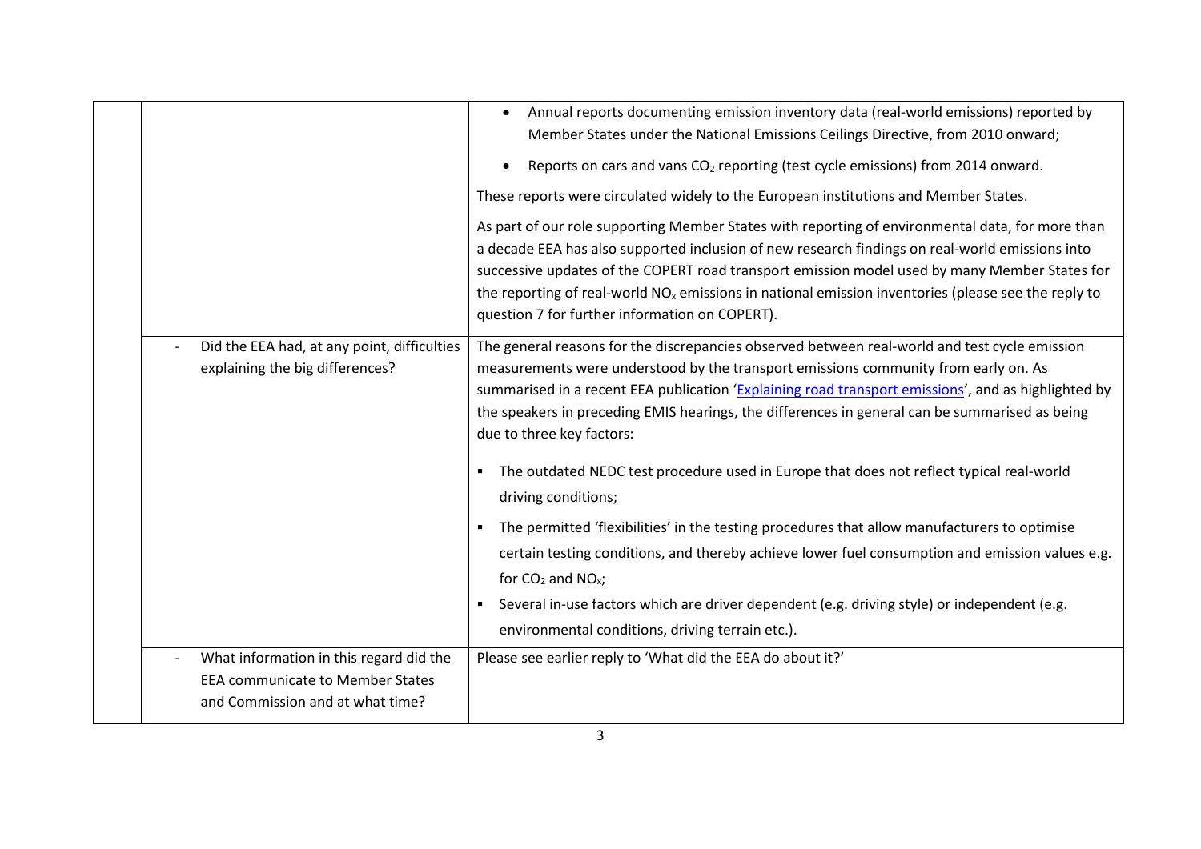| | | |
|---|---|---|
| | | • Annual reports documenting emission inventory data (real-world emissions) reported by Member States under the National Emissions Ceilings Directive, from 2010 onward;<br>• Reports on cars and vans $CO_2$ reporting (test cycle emissions) from 2014 onward.<br><br>These reports were circulated widely to the European institutions and Member States.<br><br>As part of our role supporting Member States with reporting of environmental data, for more than a decade EEA has also supported inclusion of new research findings on real-world emissions into successive updates of the COPERT road transport emission model used by many Member States for the reporting of real-world $NO_x$ emissions in national emission inventories (please see the reply to question 7 for further information on COPERT). |
| | - Did the EEA had, at any point, difficulties explaining the big differences? | The general reasons for the discrepancies observed between real-world and test cycle emission measurements were understood by the transport emissions community from early on. As summarised in a recent EEA publication 'Explaining road transport emissions', and as highlighted by the speakers in preceding EMIS hearings, the differences in general can be summarised as being due to three key factors:<br><br>▪ The outdated NEDC test procedure used in Europe that does not reflect typical real-world driving conditions;<br>▪ The permitted 'flexibilities' in the testing procedures that allow manufacturers to optimise certain testing conditions, and thereby achieve lower fuel consumption and emission values e.g. for $CO_2$ and $NO_x$;<br>▪ Several in-use factors which are driver dependent (e.g. driving style) or independent (e.g. environmental conditions, driving terrain etc.). |
| | - What information in this regard did the EEA communicate to Member States and Commission and at what time? | Please see earlier reply to 'What did the EEA do about it?' |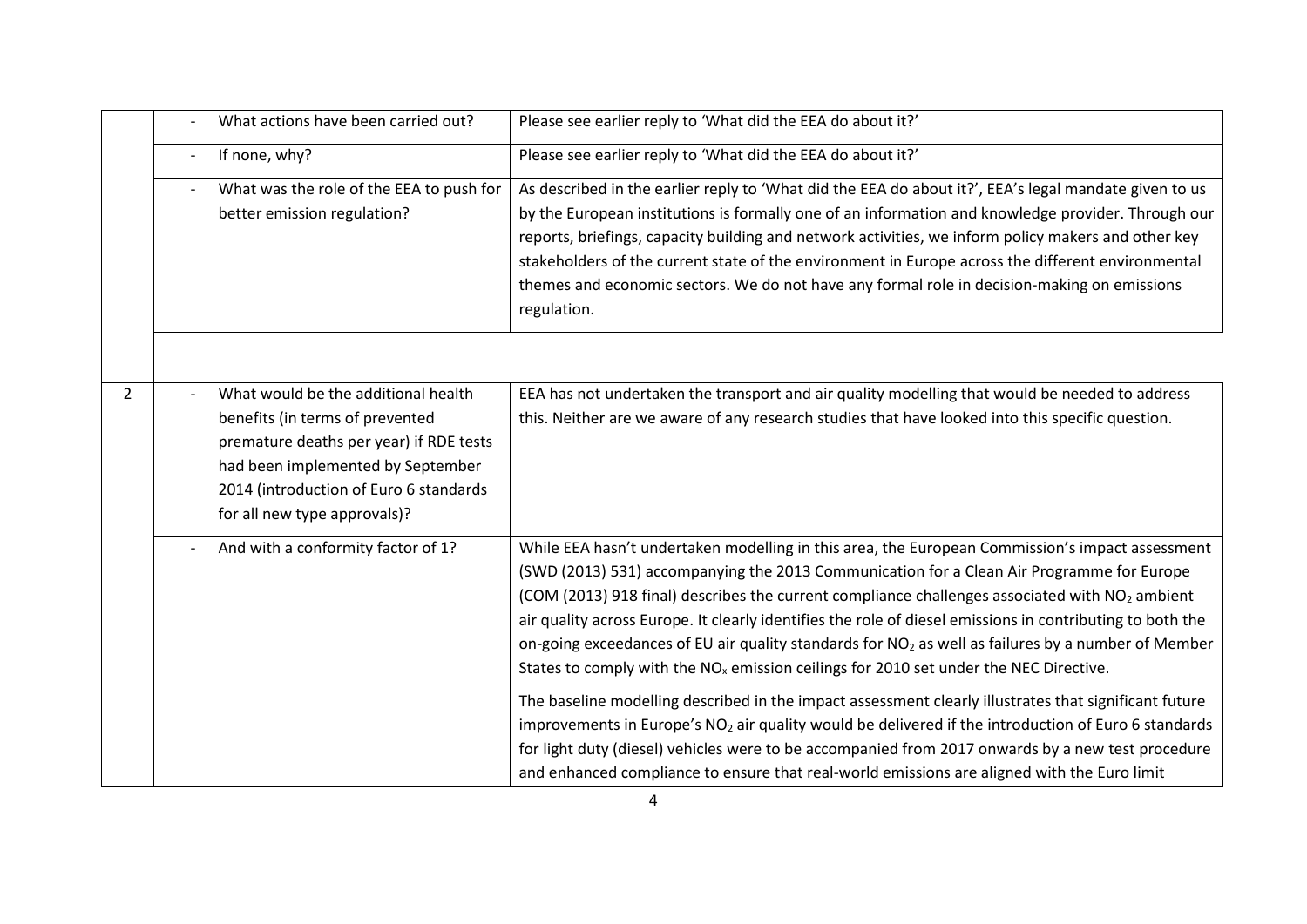| | | |
|---|---|---|
| | - What actions have been carried out? | Please see earlier reply to 'What did the EEA do about it?' |
| | - If none, why? | Please see earlier reply to 'What did the EEA do about it?' |
| | - What was the role of the EEA to push for better emission regulation? | As described in the earlier reply to 'What did the EEA do about it?', EEA's legal mandate given to us by the European institutions is formally one of an information and knowledge provider. Through our reports, briefings, capacity building and network activities, we inform policy makers and other key stakeholders of the current state of the environment in Europe across the different environmental themes and economic sectors. We do not have any formal role in decision-making on emissions regulation. |
| | | |
| 2 | - What would be the additional health benefits (in terms of prevented premature deaths per year) if RDE tests had been implemented by September 2014 (introduction of Euro 6 standards for all new type approvals)? | EEA has not undertaken the transport and air quality modelling that would be needed to address this. Neither are we aware of any research studies that have looked into this specific question. |
| | - And with a conformity factor of 1? | While EEA hasn't undertaken modelling in this area, the European Commission's impact assessment (SWD (2013) 531) accompanying the 2013 Communication for a Clean Air Programme for Europe (COM (2013) 918 final) describes the current compliance challenges associated with $NO_2$ ambient air quality across Europe. It clearly identifies the role of diesel emissions in contributing to both the on-going exceedances of EU air quality standards for $NO_2$ as well as failures by a number of Member States to comply with the $NO_x$ emission ceilings for 2010 set under the NEC Directive.<br><br>The baseline modelling described in the impact assessment clearly illustrates that significant future improvements in Europe's $NO_2$ air quality would be delivered if the introduction of Euro 6 standards for light duty (diesel) vehicles were to be accompanied from 2017 onwards by a new test procedure and enhanced compliance to ensure that real-world emissions are aligned with the Euro limit |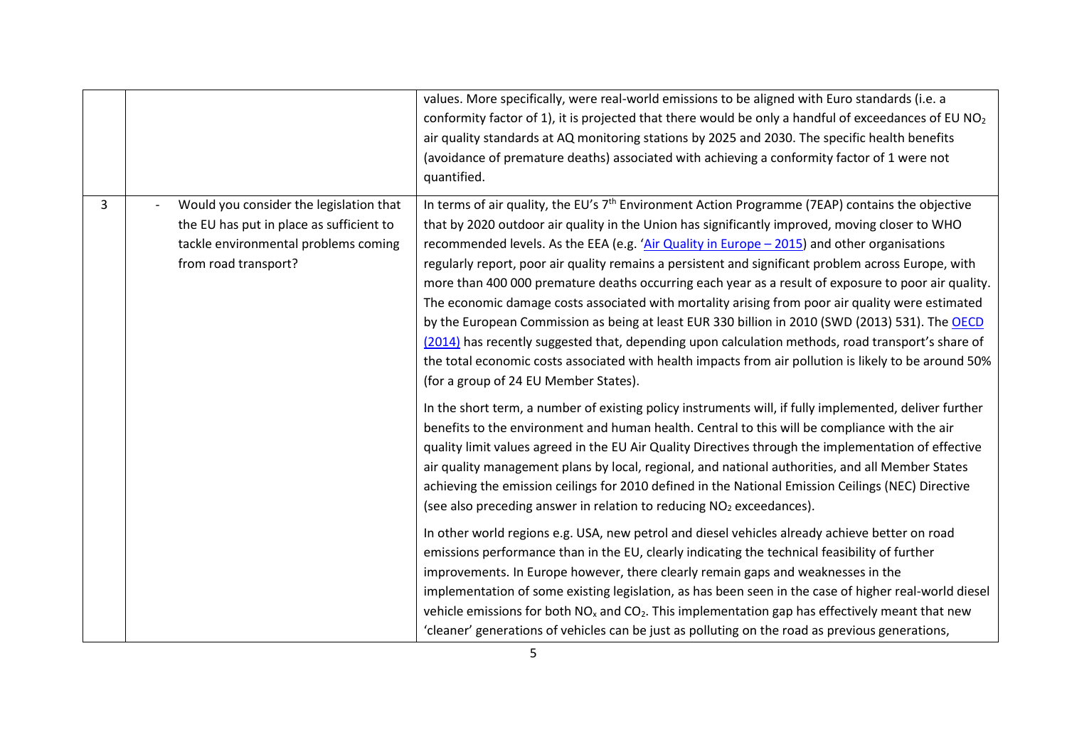| | | |
|---|---|---|
| | | values. More specifically, were real-world emissions to be aligned with Euro standards (i.e. a conformity factor of 1), it is projected that there would be only a handful of exceedances of EU $NO_2$ air quality standards at AQ monitoring stations by 2025 and 2030. The specific health benefits (avoidance of premature deaths) associated with achieving a conformity factor of 1 were not quantified. |
| 3 | - Would you consider the legislation that the EU has put in place as sufficient to tackle environmental problems coming from road transport? | In terms of air quality, the EU's 7th Environment Action Programme (7EAP) contains the objective that by 2020 outdoor air quality in the Union has significantly improved, moving closer to WHO recommended levels. As the EEA (e.g. '[Air Quality in Europe – 2015]') and other organisations regularly report, poor air quality remains a persistent and significant problem across Europe, with more than 400 000 premature deaths occurring each year as a result of exposure to poor air quality. The economic damage costs associated with mortality arising from poor air quality were estimated by the European Commission as being at least EUR 330 billion in 2010 (SWD (2013) 531). The [OECD (2014)] has recently suggested that, depending upon calculation methods, road transport's share of the total economic costs associated with health impacts from air pollution is likely to be around 50% (for a group of 24 EU Member States).<br><br>In the short term, a number of existing policy instruments will, if fully implemented, deliver further benefits to the environment and human health. Central to this will be compliance with the air quality limit values agreed in the EU Air Quality Directives through the implementation of effective air quality management plans by local, regional, and national authorities, and all Member States achieving the emission ceilings for 2010 defined in the National Emission Ceilings (NEC) Directive (see also preceding answer in relation to reducing $NO_2$ exceedances).<br><br>In other world regions e.g. USA, new petrol and diesel vehicles already achieve better on road emissions performance than in the EU, clearly indicating the technical feasibility of further improvements. In Europe however, there clearly remain gaps and weaknesses in the implementation of some existing legislation, as has been seen in the case of higher real-world diesel vehicle emissions for both $NO_x$ and $CO_2$. This implementation gap has effectively meant that new 'cleaner' generations of vehicles can be just as polluting on the road as previous generations, |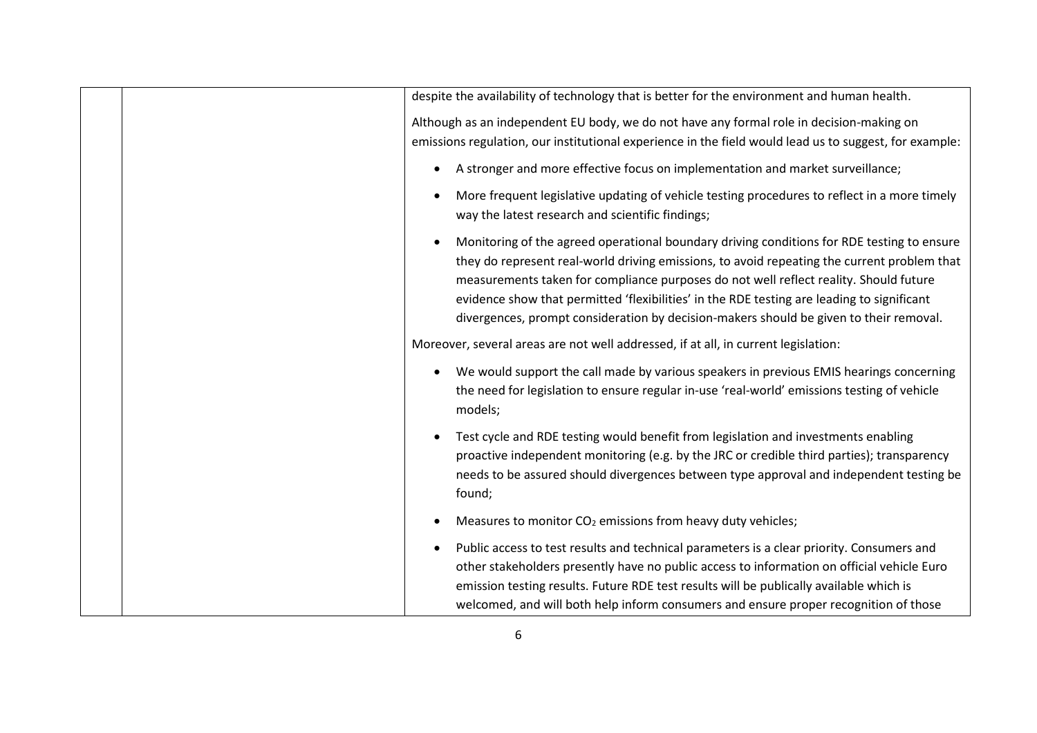| | | despite the availability of technology that is better for the environment and human health.<br><br>Although as an independent EU body, we do not have any formal role in decision-making on emissions regulation, our institutional experience in the field would lead us to suggest, for example:<br><br>• A stronger and more effective focus on implementation and market surveillance;<br><br>• More frequent legislative updating of vehicle testing procedures to reflect in a more timely way the latest research and scientific findings;<br><br>• Monitoring of the agreed operational boundary driving conditions for RDE testing to ensure they do represent real-world driving emissions, to avoid repeating the current problem that measurements taken for compliance purposes do not well reflect reality. Should future evidence show that permitted 'flexibilities' in the RDE testing are leading to significant divergences, prompt consideration by decision-makers should be given to their removal.<br><br>Moreover, several areas are not well addressed, if at all, in current legislation:<br><br>• We would support the call made by various speakers in previous EMIS hearings concerning the need for legislation to ensure regular in-use 'real-world' emissions testing of vehicle models;<br><br>• Test cycle and RDE testing would benefit from legislation and investments enabling proactive independent monitoring (e.g. by the JRC or credible third parties); transparency needs to be assured should divergences between type approval and independent testing be found;<br><br>• Measures to monitor $CO_2$ emissions from heavy duty vehicles;<br><br>• Public access to test results and technical parameters is a clear priority. Consumers and other stakeholders presently have no public access to information on official vehicle Euro emission testing results. Future RDE test results will be publically available which is welcomed, and will both help inform consumers and ensure proper recognition of those |
|---|---|---|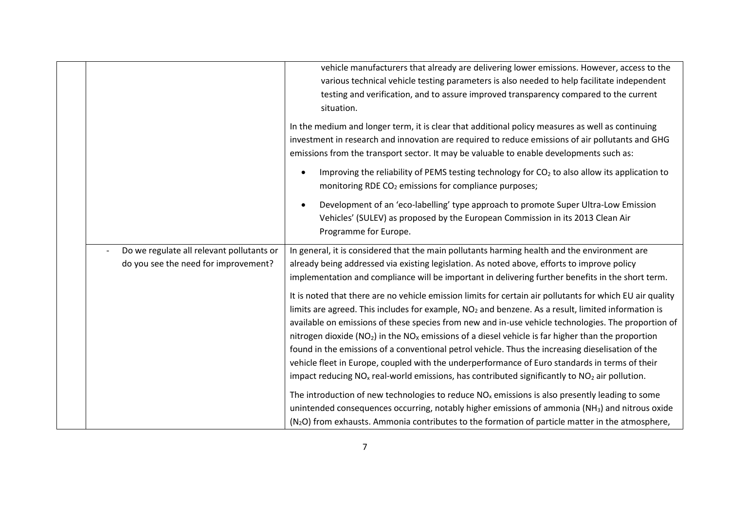| | | |
|---|---|---|
| | | vehicle manufacturers that already are delivering lower emissions. However, access to the various technical vehicle testing parameters is also needed to help facilitate independent testing and verification, and to assure improved transparency compared to the current situation.<br><br>In the medium and longer term, it is clear that additional policy measures as well as continuing investment in research and innovation are required to reduce emissions of air pollutants and GHG emissions from the transport sector. It may be valuable to enable developments such as:<br><br>• Improving the reliability of PEMS testing technology for $CO_2$ to also allow its application to monitoring RDE $CO_2$ emissions for compliance purposes;<br><br>• Development of an 'eco-labelling' type approach to promote Super Ultra-Low Emission Vehicles' (SULEV) as proposed by the European Commission in its 2013 Clean Air Programme for Europe. |
| | - Do we regulate all relevant pollutants or do you see the need for improvement? | In general, it is considered that the main pollutants harming health and the environment are already being addressed via existing legislation. As noted above, efforts to improve policy implementation and compliance will be important in delivering further benefits in the short term.<br><br>It is noted that there are no vehicle emission limits for certain air pollutants for which EU air quality limits are agreed. This includes for example, $NO_2$ and benzene. As a result, limited information is available on emissions of these species from new and in-use vehicle technologies. The proportion of nitrogen dioxide ($NO_2$) in the $NO_x$ emissions of a diesel vehicle is far higher than the proportion found in the emissions of a conventional petrol vehicle. Thus the increasing dieselisation of the vehicle fleet in Europe, coupled with the underperformance of Euro standards in terms of their impact reducing $NO_x$ real-world emissions, has contributed significantly to $NO_2$ air pollution.<br><br>The introduction of new technologies to reduce $NO_x$ emissions is also presently leading to some unintended consequences occurring, notably higher emissions of ammonia ($NH_3$) and nitrous oxide ($N_2O$) from exhausts. Ammonia contributes to the formation of particle matter in the atmosphere, |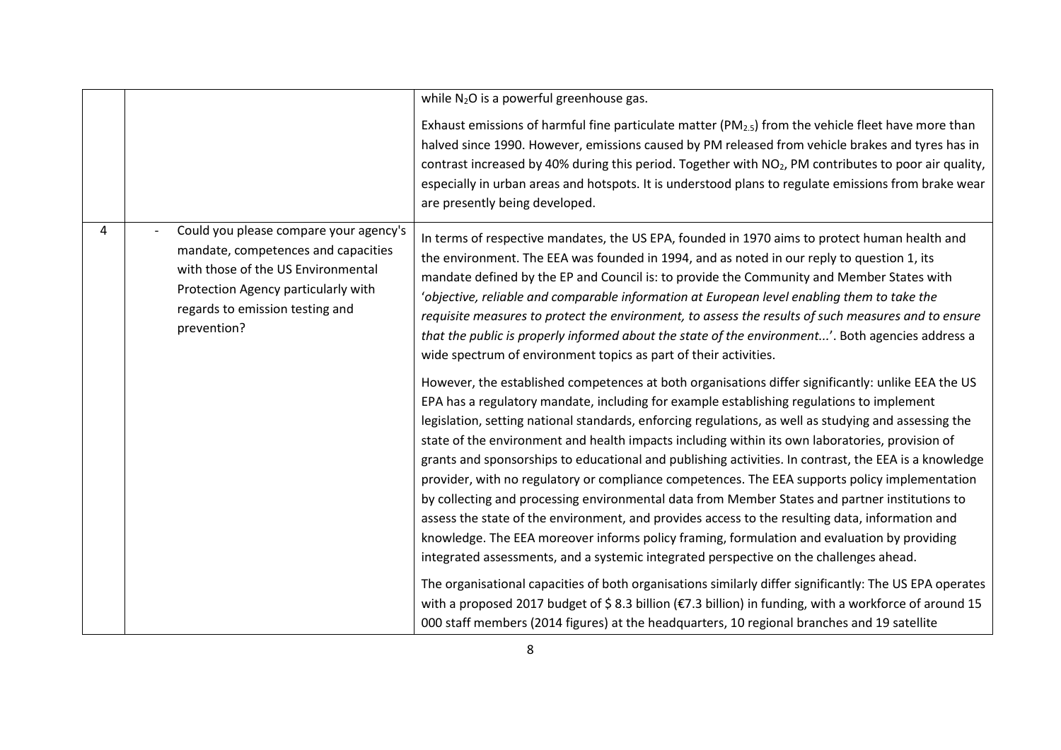|  |  |  |
| --- | --- | --- |
|  |  | while $N_2O$ is a powerful greenhouse gas.<br><br>Exhaust emissions of harmful fine particulate matter ($PM_{2.5}$) from the vehicle fleet have more than halved since 1990. However, emissions caused by PM released from vehicle brakes and tyres has in contrast increased by 40% during this period. Together with $NO_2$, PM contributes to poor air quality, especially in urban areas and hotspots. It is understood plans to regulate emissions from brake wear are presently being developed. |
| 4 | - Could you please compare your agency's mandate, competences and capacities with those of the US Environmental Protection Agency particularly with regards to emission testing and prevention? | In terms of respective mandates, the US EPA, founded in 1970 aims to protect human health and the environment. The EEA was founded in 1994, and as noted in our reply to question 1, its mandate defined by the EP and Council is: to provide the Community and Member States with '*objective, reliable and comparable information at European level enabling them to take the requisite measures to protect the environment, to assess the results of such measures and to ensure that the public is properly informed about the state of the environment...*'. Both agencies address a wide spectrum of environment topics as part of their activities.<br><br>However, the established competences at both organisations differ significantly: unlike EEA the US EPA has a regulatory mandate, including for example establishing regulations to implement legislation, setting national standards, enforcing regulations, as well as studying and assessing the state of the environment and health impacts including within its own laboratories, provision of grants and sponsorships to educational and publishing activities. In contrast, the EEA is a knowledge provider, with no regulatory or compliance competences. The EEA supports policy implementation by collecting and processing environmental data from Member States and partner institutions to assess the state of the environment, and provides access to the resulting data, information and knowledge. The EEA moreover informs policy framing, formulation and evaluation by providing integrated assessments, and a systemic integrated perspective on the challenges ahead.<br><br>The organisational capacities of both organisations similarly differ significantly: The US EPA operates with a proposed 2017 budget of $ 8.3 billion (€7.3 billion) in funding, with a workforce of around 15 000 staff members (2014 figures) at the headquarters, 10 regional branches and 19 satellite |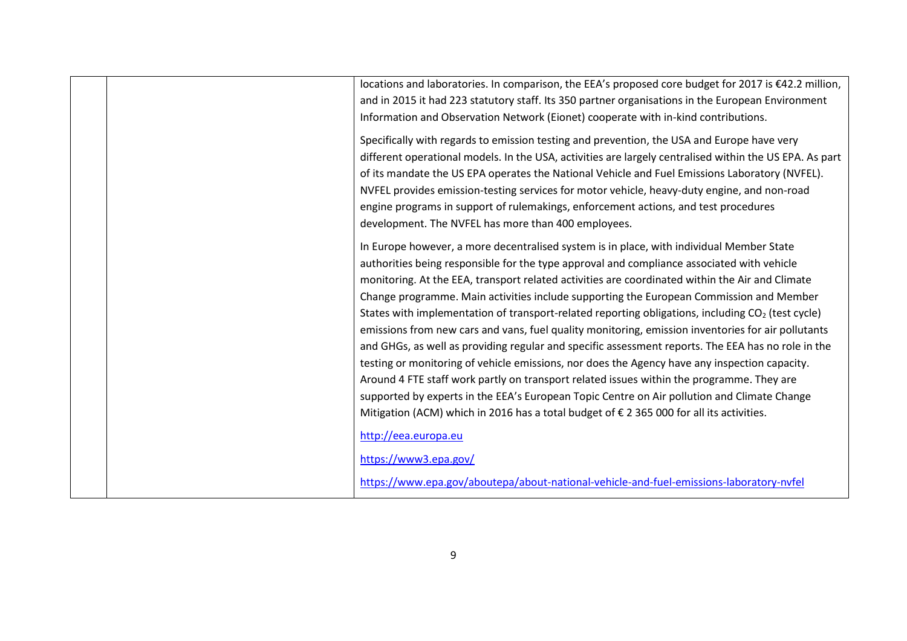| | | |
|---|---|---|
| | | locations and laboratories. In comparison, the EEA's proposed core budget for 2017 is €42.2 million, and in 2015 it had 223 statutory staff. Its 350 partner organisations in the European Environment Information and Observation Network (Eionet) cooperate with in-kind contributions.<br><br>Specifically with regards to emission testing and prevention, the USA and Europe have very different operational models. In the USA, activities are largely centralised within the US EPA. As part of its mandate the US EPA operates the National Vehicle and Fuel Emissions Laboratory (NVFEL). NVFEL provides emission-testing services for motor vehicle, heavy-duty engine, and non-road engine programs in support of rulemakings, enforcement actions, and test procedures development. The NVFEL has more than 400 employees.<br><br>In Europe however, a more decentralised system is in place, with individual Member State authorities being responsible for the type approval and compliance associated with vehicle monitoring. At the EEA, transport related activities are coordinated within the Air and Climate Change programme. Main activities include supporting the European Commission and Member States with implementation of transport-related reporting obligations, including $CO_2$ (test cycle) emissions from new cars and vans, fuel quality monitoring, emission inventories for air pollutants and GHGs, as well as providing regular and specific assessment reports. The EEA has no role in the testing or monitoring of vehicle emissions, nor does the Agency have any inspection capacity. Around 4 FTE staff work partly on transport related issues within the programme. They are supported by experts in the EEA's European Topic Centre on Air pollution and Climate Change Mitigation (ACM) which in 2016 has a total budget of € 2 365 000 for all its activities.<br><br>http://eea.europa.eu<br><br>https://www3.epa.gov/<br><br>https://www.epa.gov/aboutepa/about-national-vehicle-and-fuel-emissions-laboratory-nvfel |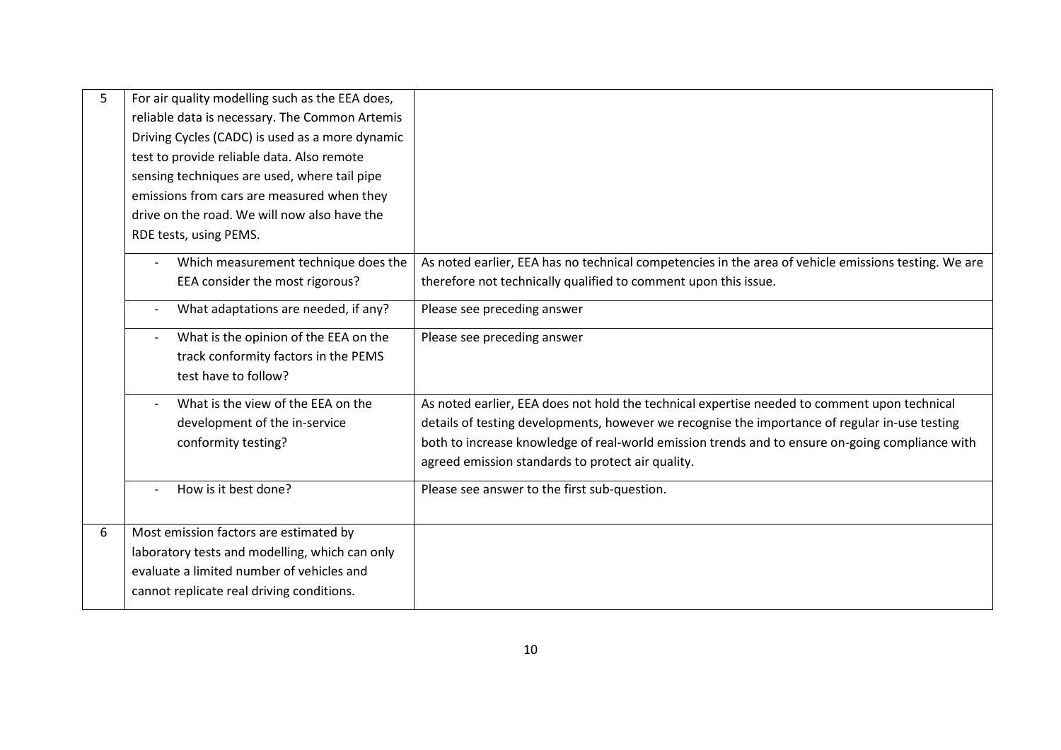| | | |
|---|---|---|
| 5 | For air quality modelling such as the EEA does, reliable data is necessary. The Common Artemis Driving Cycles (CADC) is used as a more dynamic test to provide reliable data. Also remote sensing techniques are used, where tail pipe emissions from cars are measured when they drive on the road. We will now also have the RDE tests, using PEMS. | |
| | - Which measurement technique does the EEA consider the most rigorous? | As noted earlier, EEA has no technical competencies in the area of vehicle emissions testing. We are therefore not technically qualified to comment upon this issue. |
| | - What adaptations are needed, if any? | Please see preceding answer |
| | - What is the opinion of the EEA on the track conformity factors in the PEMS test have to follow? | Please see preceding answer |
| | - What is the view of the EEA on the development of the in-service conformity testing? | As noted earlier, EEA does not hold the technical expertise needed to comment upon technical details of testing developments, however we recognise the importance of regular in-use testing both to increase knowledge of real-world emission trends and to ensure on-going compliance with agreed emission standards to protect air quality. |
| | - How is it best done? | Please see answer to the first sub-question. |
| 6 | Most emission factors are estimated by laboratory tests and modelling, which can only evaluate a limited number of vehicles and cannot replicate real driving conditions. | |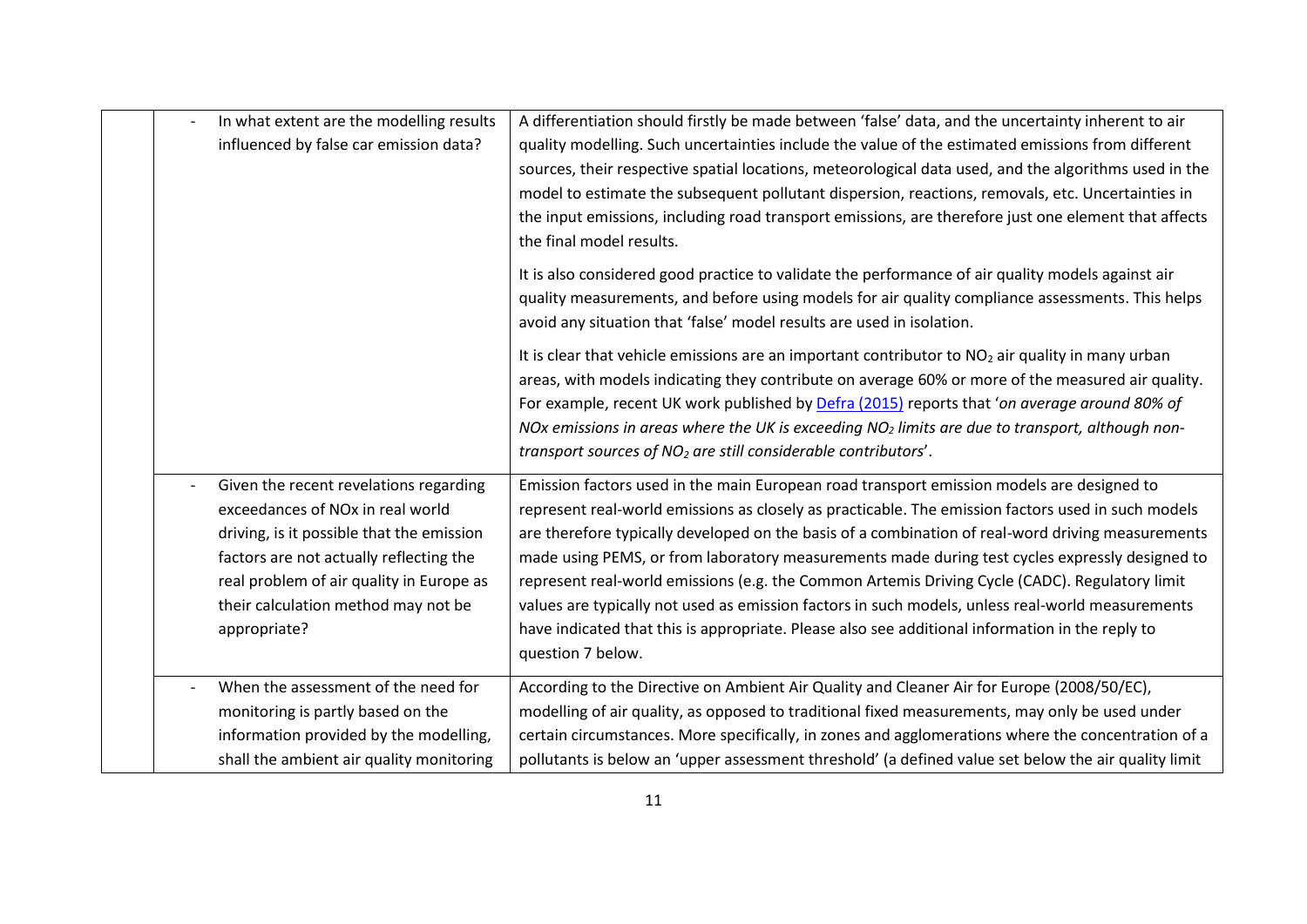| | | |
|---|---|---|
| | - In what extent are the modelling results influenced by false car emission data? | A differentiation should firstly be made between 'false' data, and the uncertainty inherent to air quality modelling. Such uncertainties include the value of the estimated emissions from different sources, their respective spatial locations, meteorological data used, and the algorithms used in the model to estimate the subsequent pollutant dispersion, reactions, removals, etc. Uncertainties in the input emissions, including road transport emissions, are therefore just one element that affects the final model results.<br><br>It is also considered good practice to validate the performance of air quality models against air quality measurements, and before using models for air quality compliance assessments. This helps avoid any situation that 'false' model results are used in isolation.<br><br>It is clear that vehicle emissions are an important contributor to $NO_2$ air quality in many urban areas, with models indicating they contribute on average 60% or more of the measured air quality. For example, recent UK work published by [Defra (2015)] reports that '*on average around 80% of NOx emissions in areas where the UK is exceeding $NO_2$ limits are due to transport, although non-transport sources of $NO_2$ are still considerable contributors*'. |
| | - Given the recent revelations regarding exceedances of NOx in real world driving, is it possible that the emission factors are not actually reflecting the real problem of air quality in Europe as their calculation method may not be appropriate? | Emission factors used in the main European road transport emission models are designed to represent real-world emissions as closely as practicable. The emission factors used in such models are therefore typically developed on the basis of a combination of real-word driving measurements made using PEMS, or from laboratory measurements made during test cycles expressly designed to represent real-world emissions (e.g. the Common Artemis Driving Cycle (CADC). Regulatory limit values are typically not used as emission factors in such models, unless real-world measurements have indicated that this is appropriate. Please also see additional information in the reply to question 7 below. |
| | - When the assessment of the need for monitoring is partly based on the information provided by the modelling, shall the ambient air quality monitoring | According to the Directive on Ambient Air Quality and Cleaner Air for Europe (2008/50/EC), modelling of air quality, as opposed to traditional fixed measurements, may only be used under certain circumstances. More specifically, in zones and agglomerations where the concentration of a pollutants is below an 'upper assessment threshold' (a defined value set below the air quality limit |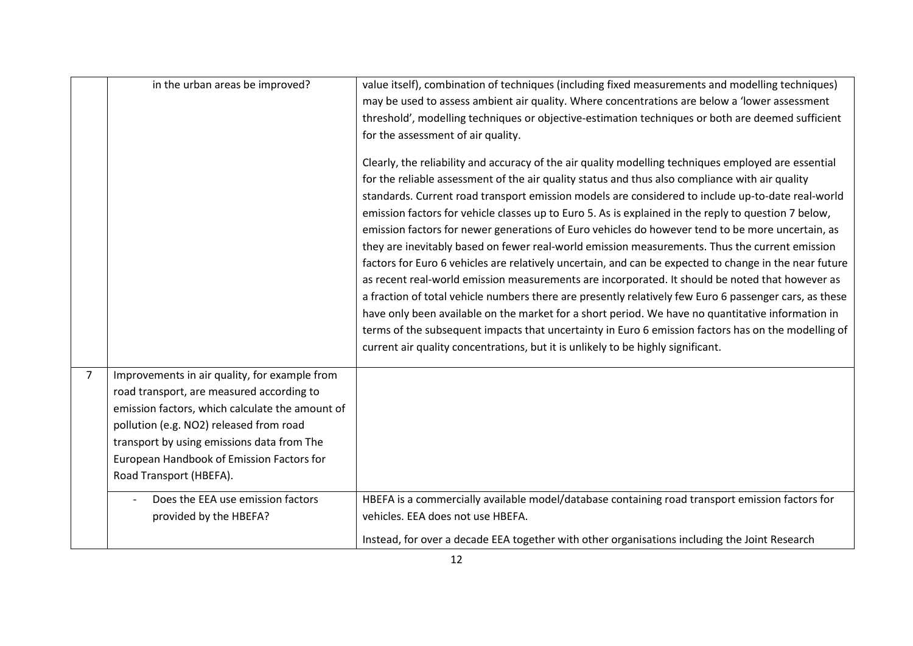| | | |
|---|---|---|
| | in the urban areas be improved? | value itself), combination of techniques (including fixed measurements and modelling techniques) may be used to assess ambient air quality. Where concentrations are below a 'lower assessment threshold', modelling techniques or objective-estimation techniques or both are deemed sufficient for the assessment of air quality.<br><br>Clearly, the reliability and accuracy of the air quality modelling techniques employed are essential for the reliable assessment of the air quality status and thus also compliance with air quality standards. Current road transport emission models are considered to include up-to-date real-world emission factors for vehicle classes up to Euro 5. As is explained in the reply to question 7 below, emission factors for newer generations of Euro vehicles do however tend to be more uncertain, as they are inevitably based on fewer real-world emission measurements. Thus the current emission factors for Euro 6 vehicles are relatively uncertain, and can be expected to change in the near future as recent real-world emission measurements are incorporated. It should be noted that however as a fraction of total vehicle numbers there are presently relatively few Euro 6 passenger cars, as these have only been available on the market for a short period. We have no quantitative information in terms of the subsequent impacts that uncertainty in Euro 6 emission factors has on the modelling of current air quality concentrations, but it is unlikely to be highly significant. |
| 7 | Improvements in air quality, for example from road transport, are measured according to emission factors, which calculate the amount of pollution (e.g. $NO_2$) released from road transport by using emissions data from The European Handbook of Emission Factors for Road Transport (HBEFA). | |
| | - Does the EEA use emission factors provided by the HBEFA? | HBEFA is a commercially available model/database containing road transport emission factors for vehicles. EEA does not use HBEFA.<br><br>Instead, for over a decade EEA together with other organisations including the Joint Research |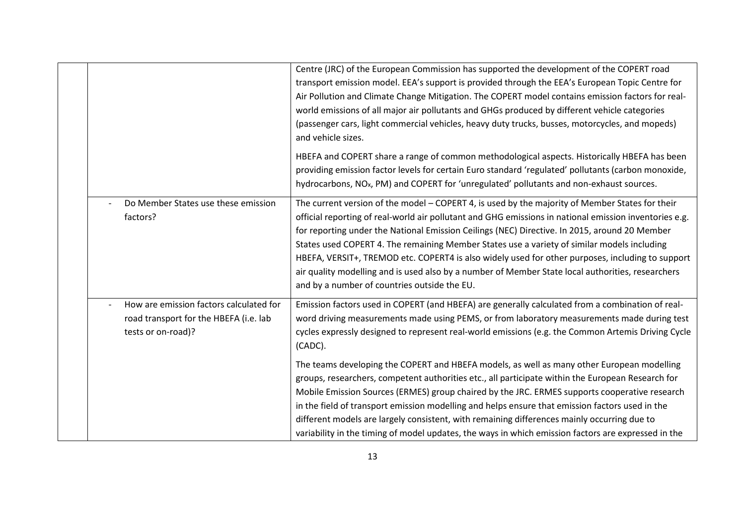| | | |
|---|---|---|
| | | Centre (JRC) of the European Commission has supported the development of the COPERT road transport emission model. EEA's support is provided through the EEA's European Topic Centre for Air Pollution and Climate Change Mitigation. The COPERT model contains emission factors for real-world emissions of all major air pollutants and GHGs produced by different vehicle categories (passenger cars, light commercial vehicles, heavy duty trucks, busses, motorcycles, and mopeds) and vehicle sizes.<br><br>HBEFA and COPERT share a range of common methodological aspects. Historically HBEFA has been providing emission factor levels for certain Euro standard 'regulated' pollutants (carbon monoxide, hydrocarbons, $NO_x$, PM) and COPERT for 'unregulated' pollutants and non-exhaust sources. |
| | - Do Member States use these emission factors? | The current version of the model – COPERT 4, is used by the majority of Member States for their official reporting of real-world air pollutant and GHG emissions in national emission inventories e.g. for reporting under the National Emission Ceilings (NEC) Directive. In 2015, around 20 Member States used COPERT 4. The remaining Member States use a variety of similar models including HBEFA, VERSIT+, TREMOD etc. COPERT4 is also widely used for other purposes, including to support air quality modelling and is used also by a number of Member State local authorities, researchers and by a number of countries outside the EU. |
| | - How are emission factors calculated for road transport for the HBEFA (i.e. lab tests or on-road)? | Emission factors used in COPERT (and HBEFA) are generally calculated from a combination of real-word driving measurements made using PEMS, or from laboratory measurements made during test cycles expressly designed to represent real-world emissions (e.g. the Common Artemis Driving Cycle (CADC).<br><br>The teams developing the COPERT and HBEFA models, as well as many other European modelling groups, researchers, competent authorities etc., all participate within the European Research for Mobile Emission Sources (ERMES) group chaired by the JRC. ERMES supports cooperative research in the field of transport emission modelling and helps ensure that emission factors used in the different models are largely consistent, with remaining differences mainly occurring due to variability in the timing of model updates, the ways in which emission factors are expressed in the |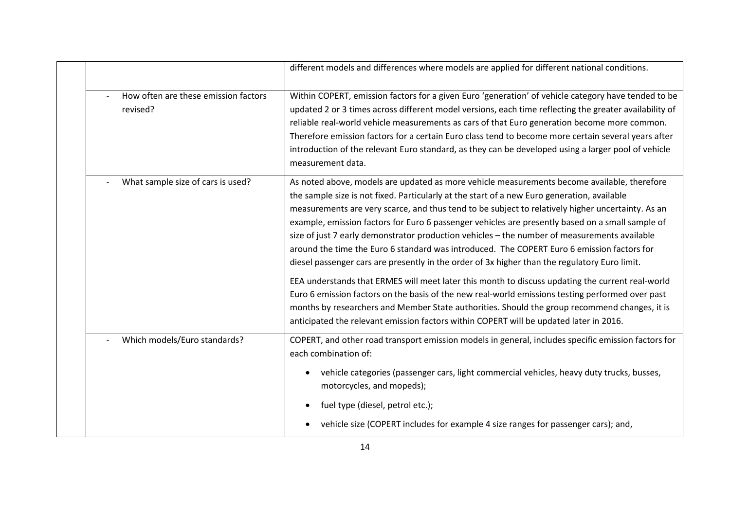| | | |
|---|---|---|
| | | different models and differences where models are applied for different national conditions. |
| | - How often are these emission factors revised? | Within COPERT, emission factors for a given Euro 'generation' of vehicle category have tended to be updated 2 or 3 times across different model versions, each time reflecting the greater availability of reliable real-world vehicle measurements as cars of that Euro generation become more common. Therefore emission factors for a certain Euro class tend to become more certain several years after introduction of the relevant Euro standard, as they can be developed using a larger pool of vehicle measurement data. |
| | - What sample size of cars is used? | As noted above, models are updated as more vehicle measurements become available, therefore the sample size is not fixed. Particularly at the start of a new Euro generation, available measurements are very scarce, and thus tend to be subject to relatively higher uncertainty. As an example, emission factors for Euro 6 passenger vehicles are presently based on a small sample of size of just 7 early demonstrator production vehicles – the number of measurements available around the time the Euro 6 standard was introduced. The COPERT Euro 6 emission factors for diesel passenger cars are presently in the order of 3x higher than the regulatory Euro limit.<br><br>EEA understands that ERMES will meet later this month to discuss updating the current real-world Euro 6 emission factors on the basis of the new real-world emissions testing performed over past months by researchers and Member State authorities. Should the group recommend changes, it is anticipated the relevant emission factors within COPERT will be updated later in 2016. |
| | - Which models/Euro standards? | COPERT, and other road transport emission models in general, includes specific emission factors for each combination of:<br><br>• vehicle categories (passenger cars, light commercial vehicles, heavy duty trucks, busses, motorcycles, and mopeds);<br>• fuel type (diesel, petrol etc.);<br>• vehicle size (COPERT includes for example 4 size ranges for passenger cars); and, |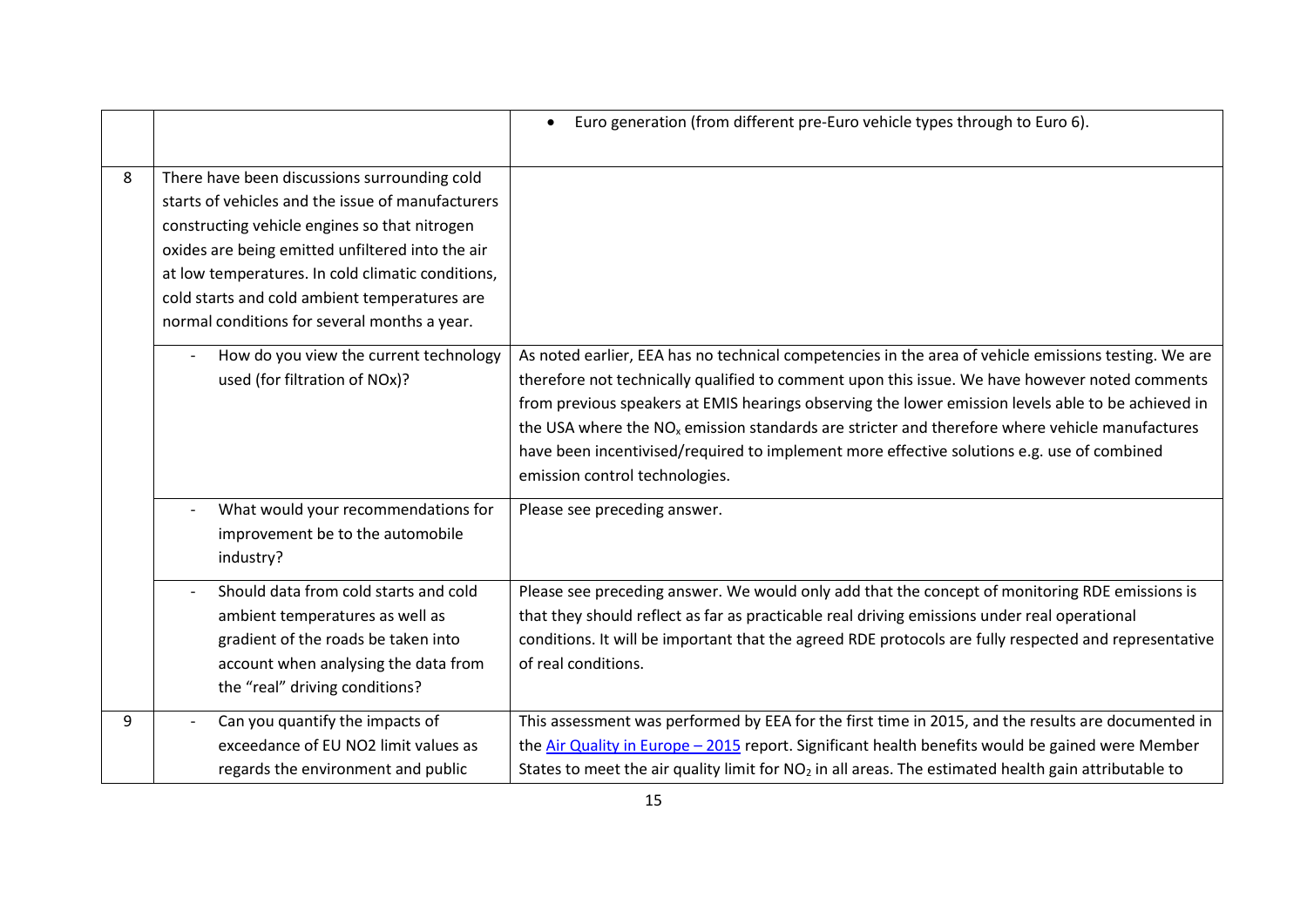| | | |
|---|---|---|
| | | • Euro generation (from different pre-Euro vehicle types through to Euro 6). |
| 8 | There have been discussions surrounding cold starts of vehicles and the issue of manufacturers constructing vehicle engines so that nitrogen oxides are being emitted unfiltered into the air at low temperatures. In cold climatic conditions, cold starts and cold ambient temperatures are normal conditions for several months a year. | |
| | - How do you view the current technology used (for filtration of NOx)? | As noted earlier, EEA has no technical competencies in the area of vehicle emissions testing. We are therefore not technically qualified to comment upon this issue. We have however noted comments from previous speakers at EMIS hearings observing the lower emission levels able to be achieved in the USA where the $NO_x$ emission standards are stricter and therefore where vehicle manufactures have been incentivised/required to implement more effective solutions e.g. use of combined emission control technologies. |
| | - What would your recommendations for improvement be to the automobile industry? | Please see preceding answer. |
| | - Should data from cold starts and cold ambient temperatures as well as gradient of the roads be taken into account when analysing the data from the "real" driving conditions? | Please see preceding answer. We would only add that the concept of monitoring RDE emissions is that they should reflect as far as practicable real driving emissions under real operational conditions. It will be important that the agreed RDE protocols are fully respected and representative of real conditions. |
| 9 | - Can you quantify the impacts of exceedance of EU NO2 limit values as regards the environment and public | This assessment was performed by EEA for the first time in 2015, and the results are documented in the [Air Quality in Europe – 2015] report. Significant health benefits would be gained were Member States to meet the air quality limit for $NO_2$ in all areas. The estimated health gain attributable to |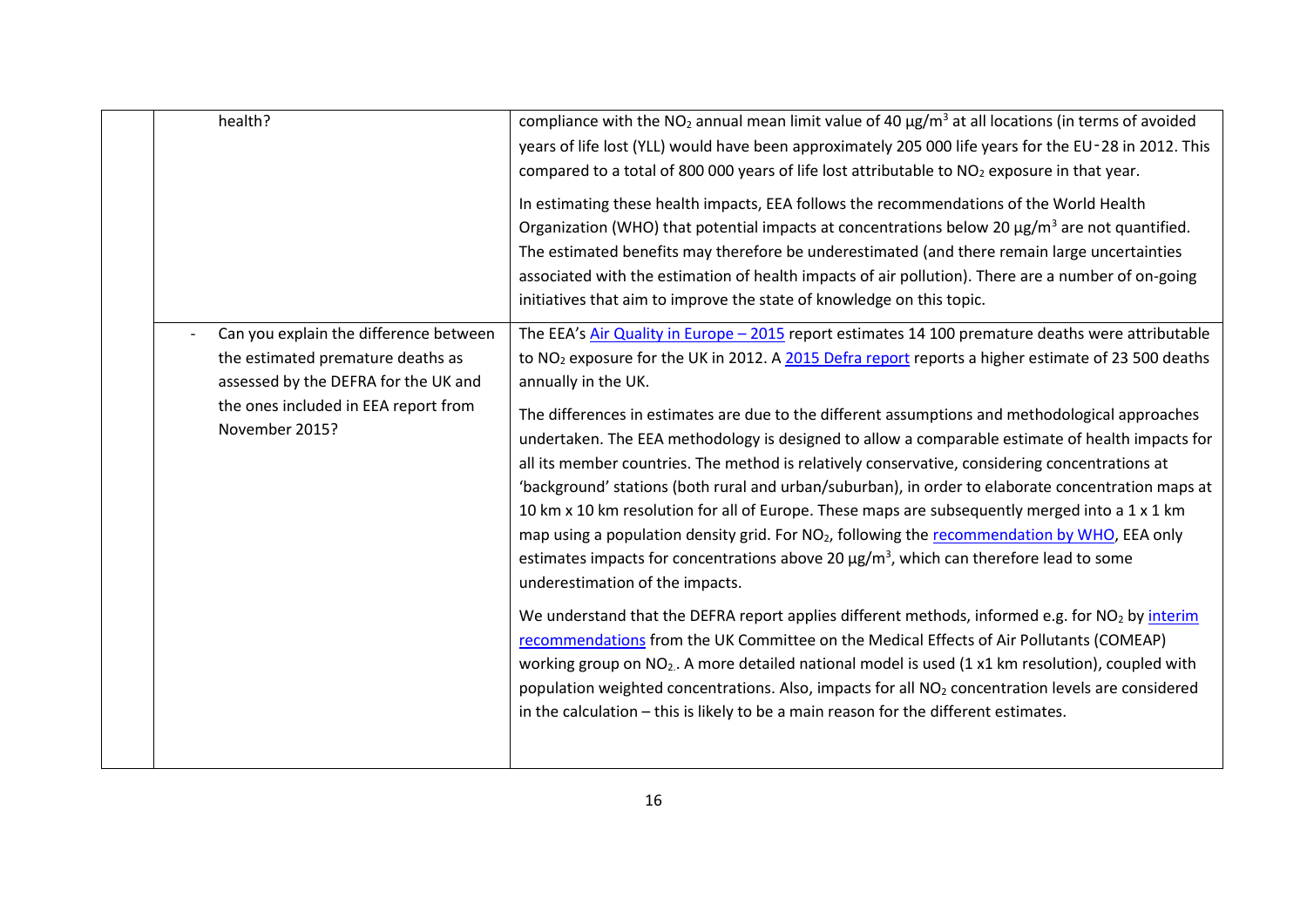| | | |
|---|---|---|
| | health? | compliance with the $NO_2$ annual mean limit value of 40 µg/$m^3$ at all locations (in terms of avoided years of life lost (YLL) would have been approximately 205 000 life years for the EU-28 in 2012. This compared to a total of 800 000 years of life lost attributable to $NO_2$ exposure in that year.<br><br>In estimating these health impacts, EEA follows the recommendations of the World Health Organization (WHO) that potential impacts at concentrations below 20 µg/$m^3$ are not quantified. The estimated benefits may therefore be underestimated (and there remain large uncertainties associated with the estimation of health impacts of air pollution). There are a number of on-going initiatives that aim to improve the state of knowledge on this topic. |
| | - Can you explain the difference between the estimated premature deaths as assessed by the DEFRA for the UK and the ones included in EEA report from November 2015? | The EEA's Air Quality in Europe – 2015 report estimates 14 100 premature deaths were attributable to $NO_2$ exposure for the UK in 2012. A 2015 Defra report reports a higher estimate of 23 500 deaths annually in the UK.<br><br>The differences in estimates are due to the different assumptions and methodological approaches undertaken. The EEA methodology is designed to allow a comparable estimate of health impacts for all its member countries. The method is relatively conservative, considering concentrations at 'background' stations (both rural and urban/suburban), in order to elaborate concentration maps at 10 km x 10 km resolution for all of Europe. These maps are subsequently merged into a 1 x 1 km map using a population density grid. For $NO_2$, following the recommendation by WHO, EEA only estimates impacts for concentrations above 20 µg/$m^3$, which can therefore lead to some underestimation of the impacts.<br><br>We understand that the DEFRA report applies different methods, informed e.g. for $NO_2$ by interim recommendations from the UK Committee on the Medical Effects of Air Pollutants (COMEAP) working group on $NO_2$.. A more detailed national model is used (1 x1 km resolution), coupled with population weighted concentrations. Also, impacts for all $NO_2$ concentration levels are considered in the calculation – this is likely to be a main reason for the different estimates. |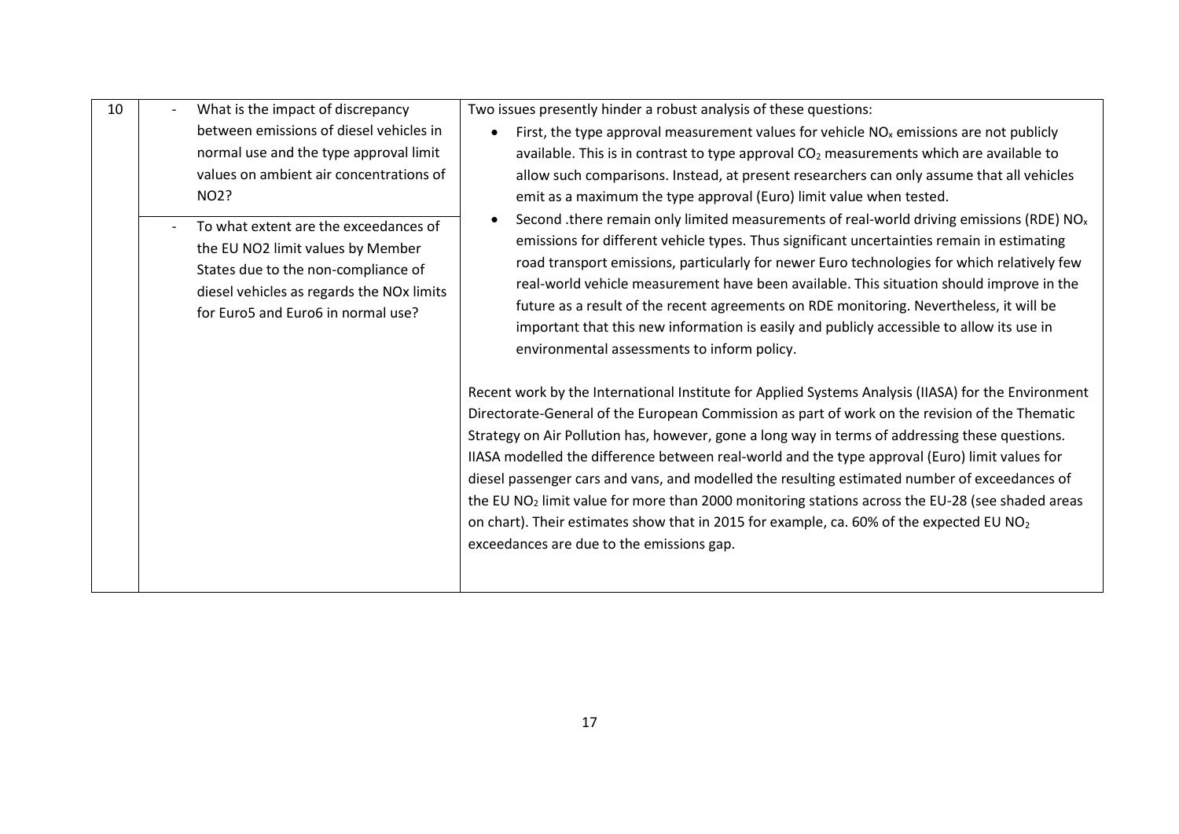| 10 | - What is the impact of discrepancy between emissions of diesel vehicles in normal use and the type approval limit values on ambient air concentrations of NO2?<br><br>- To what extent are the exceedances of the EU NO2 limit values by Member States due to the non-compliance of diesel vehicles as regards the NOx limits for Euro5 and Euro6 in normal use? | Two issues presently hinder a robust analysis of these questions:<br>• First, the type approval measurement values for vehicle $NO_x$ emissions are not publicly available. This is in contrast to type approval $CO_2$ measurements which are available to allow such comparisons. Instead, at present researchers can only assume that all vehicles emit as a maximum the type approval (Euro) limit value when tested.<br>• Second .there remain only limited measurements of real-world driving emissions (RDE) $NO_x$ emissions for different vehicle types. Thus significant uncertainties remain in estimating road transport emissions, particularly for newer Euro technologies for which relatively few real-world vehicle measurement have been available. This situation should improve in the future as a result of the recent agreements on RDE monitoring. Nevertheless, it will be important that this new information is easily and publicly accessible to allow its use in environmental assessments to inform policy.<br><br>Recent work by the International Institute for Applied Systems Analysis (IIASA) for the Environment Directorate-General of the European Commission as part of work on the revision of the Thematic Strategy on Air Pollution has, however, gone a long way in terms of addressing these questions. IIASA modelled the difference between real-world and the type approval (Euro) limit values for diesel passenger cars and vans, and modelled the resulting estimated number of exceedances of the EU $NO_2$ limit value for more than 2000 monitoring stations across the EU-28 (see shaded areas on chart). Their estimates show that in 2015 for example, ca. 60% of the expected EU $NO_2$ exceedances are due to the emissions gap. |
|---|---|---|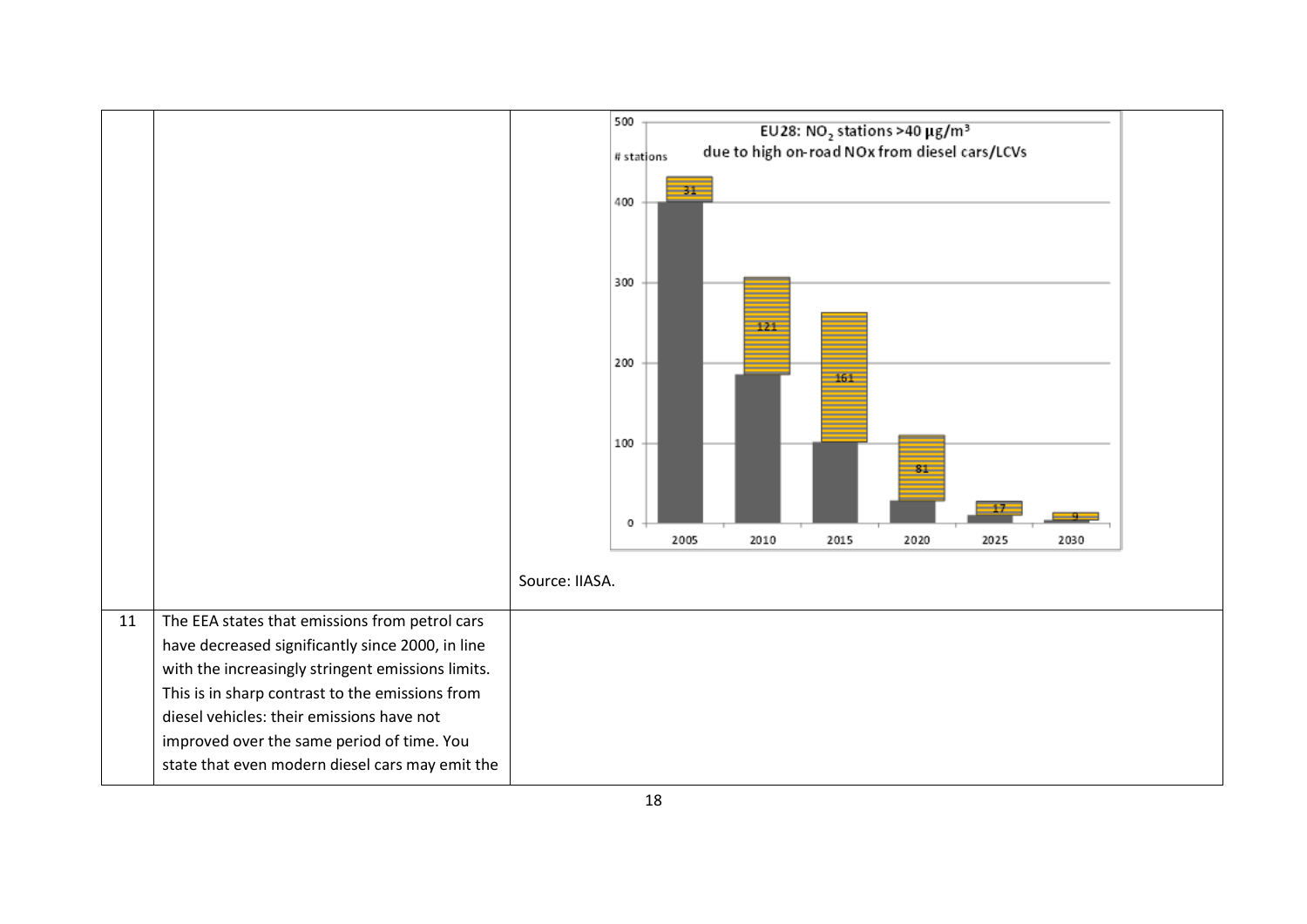| | | |
|---|---|---|
| | | EU28: $NO_2$ stations >40 $\mu g/m^3$ due to high on-road NOx from diesel cars/LCVs<br><br>Source: IIASA. |
| 11 | The EEA states that emissions from petrol cars have decreased significantly since 2000, in line with the increasingly stringent emissions limits. This is in sharp contrast to the emissions from diesel vehicles: their emissions have not improved over the same period of time. You state that even modern diesel cars may emit the | |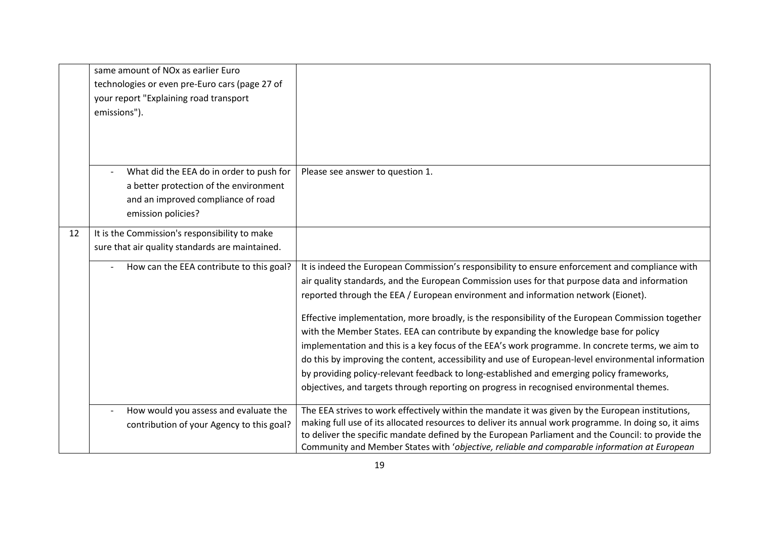| | | |
|---|---|---|
| | same amount of NOx as earlier Euro technologies or even pre-Euro cars (page 27 of your report "Explaining road transport emissions"). | |
| | - What did the EEA do in order to push for a better protection of the environment and an improved compliance of road emission policies? | Please see answer to question 1. |
| 12 | It is the Commission's responsibility to make sure that air quality standards are maintained. | |
| | - How can the EEA contribute to this goal? | It is indeed the European Commission's responsibility to ensure enforcement and compliance with air quality standards, and the European Commission uses for that purpose data and information reported through the EEA / European environment and information network (Eionet).<br><br>Effective implementation, more broadly, is the responsibility of the European Commission together with the Member States. EEA can contribute by expanding the knowledge base for policy implementation and this is a key focus of the EEA's work programme. In concrete terms, we aim to do this by improving the content, accessibility and use of European-level environmental information by providing policy-relevant feedback to long-established and emerging policy frameworks, objectives, and targets through reporting on progress in recognised environmental themes. |
| | - How would you assess and evaluate the contribution of your Agency to this goal? | The EEA strives to work effectively within the mandate it was given by the European institutions, making full use of its allocated resources to deliver its annual work programme. In doing so, it aims to deliver the specific mandate defined by the European Parliament and the Council: to provide the Community and Member States with '*objective, reliable and comparable information at European* |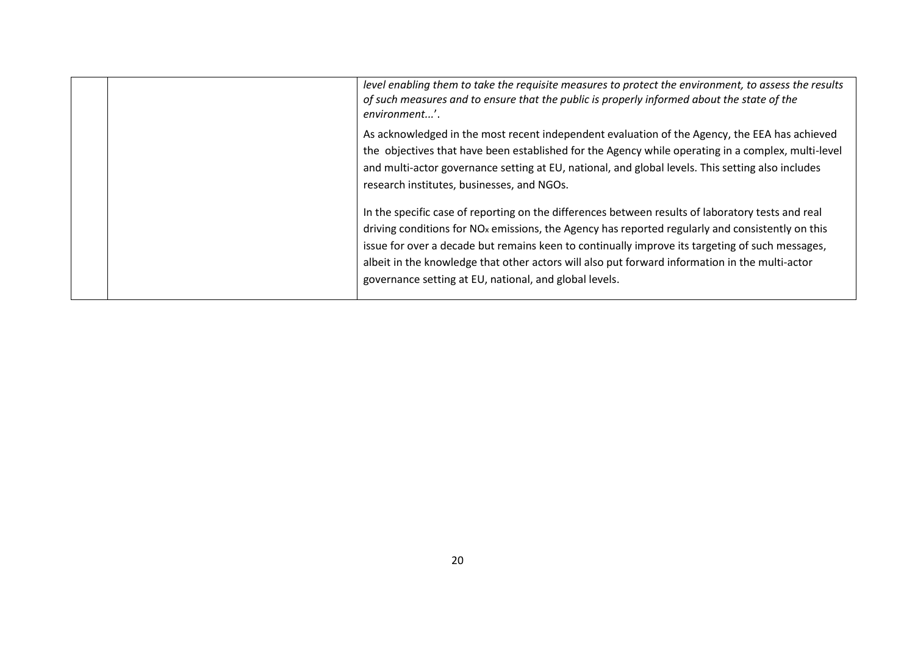| | | |
|---|---|---|
| | | *level enabling them to take the requisite measures to protect the environment, to assess the results of such measures and to ensure that the public is properly informed about the state of the environment...*'.<br><br>As acknowledged in the most recent independent evaluation of the Agency, the EEA has achieved the objectives that have been established for the Agency while operating in a complex, multi-level and multi-actor governance setting at EU, national, and global levels. This setting also includes research institutes, businesses, and NGOs.<br><br>In the specific case of reporting on the differences between results of laboratory tests and real driving conditions for $NO_x$ emissions, the Agency has reported regularly and consistently on this issue for over a decade but remains keen to continually improve its targeting of such messages, albeit in the knowledge that other actors will also put forward information in the multi-actor governance setting at EU, national, and global levels. |